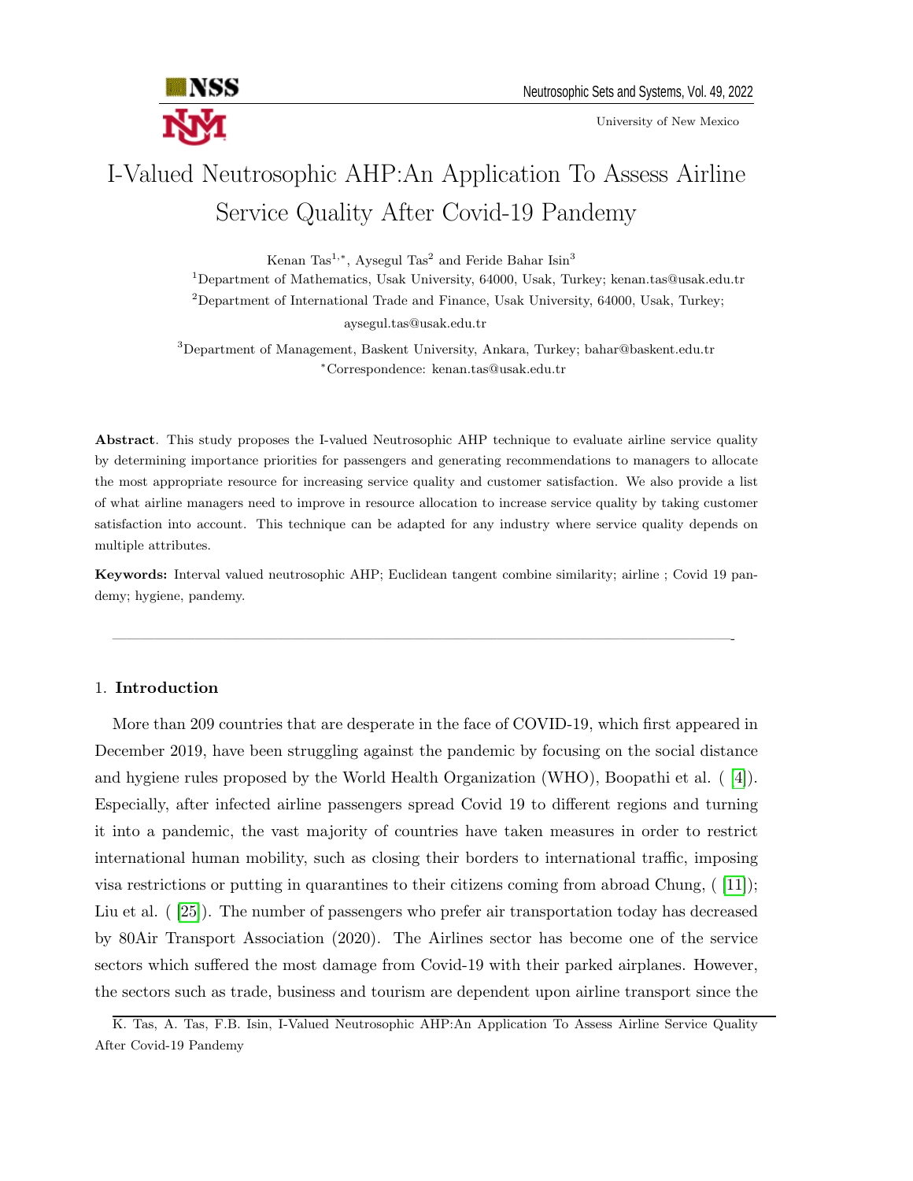# I-Valued Neutrosophic AHP:An Application To Assess Airline Service Quality After Covid-19 Pandemy

Kenan Tas[1,*], Aysegul Tas[2] and Feride Bahar Isin[3]

[1]Department of Mathematics, Usak University, 64000, Usak, Turkey; kenan.tas@usak.edu.tr

[2]Department of International Trade and Finance, Usak University, 64000, Usak, Turkey; aysegul.tas@usak.edu.tr

[3]Department of Management, Baskent University, Ankara, Turkey; bahar@baskent.edu.tr

[*]Correspondence: kenan.tas@usak.edu.tr

**Abstract**. This study proposes the I-valued Neutrosophic AHP technique to evaluate airline service quality by determining importance priorities for passengers and generating recommendations to managers to allocate the most appropriate resource for increasing service quality and customer satisfaction. We also provide a list of what airline managers need to improve in resource allocation to increase service quality by taking customer satisfaction into account. This technique can be adapted for any industry where service quality depends on multiple attributes.

**Keywords:** Interval valued neutrosophic AHP; Euclidean tangent combine similarity; airline ; Covid 19 pandemy; hygiene, pandemy.

---

## 1. Introduction

More than 209 countries that are desperate in the face of COVID-19, which first appeared in December 2019, have been struggling against the pandemic by focusing on the social distance and hygiene rules proposed by the World Health Organization (WHO), Boopathi et al. ( [4]). Especially, after infected airline passengers spread Covid 19 to different regions and turning it into a pandemic, the vast majority of countries have taken measures in order to restrict international human mobility, such as closing their borders to international traffic, imposing visa restrictions or putting in quarantines to their citizens coming from abroad Chung, ( [11]); Liu et al. ( [25]). The number of passengers who prefer air transportation today has decreased by 80Air Transport Association (2020). The Airlines sector has become one of the service sectors which suffered the most damage from Covid-19 with their parked airplanes. However, the sectors such as trade, business and tourism are dependent upon airline transport since the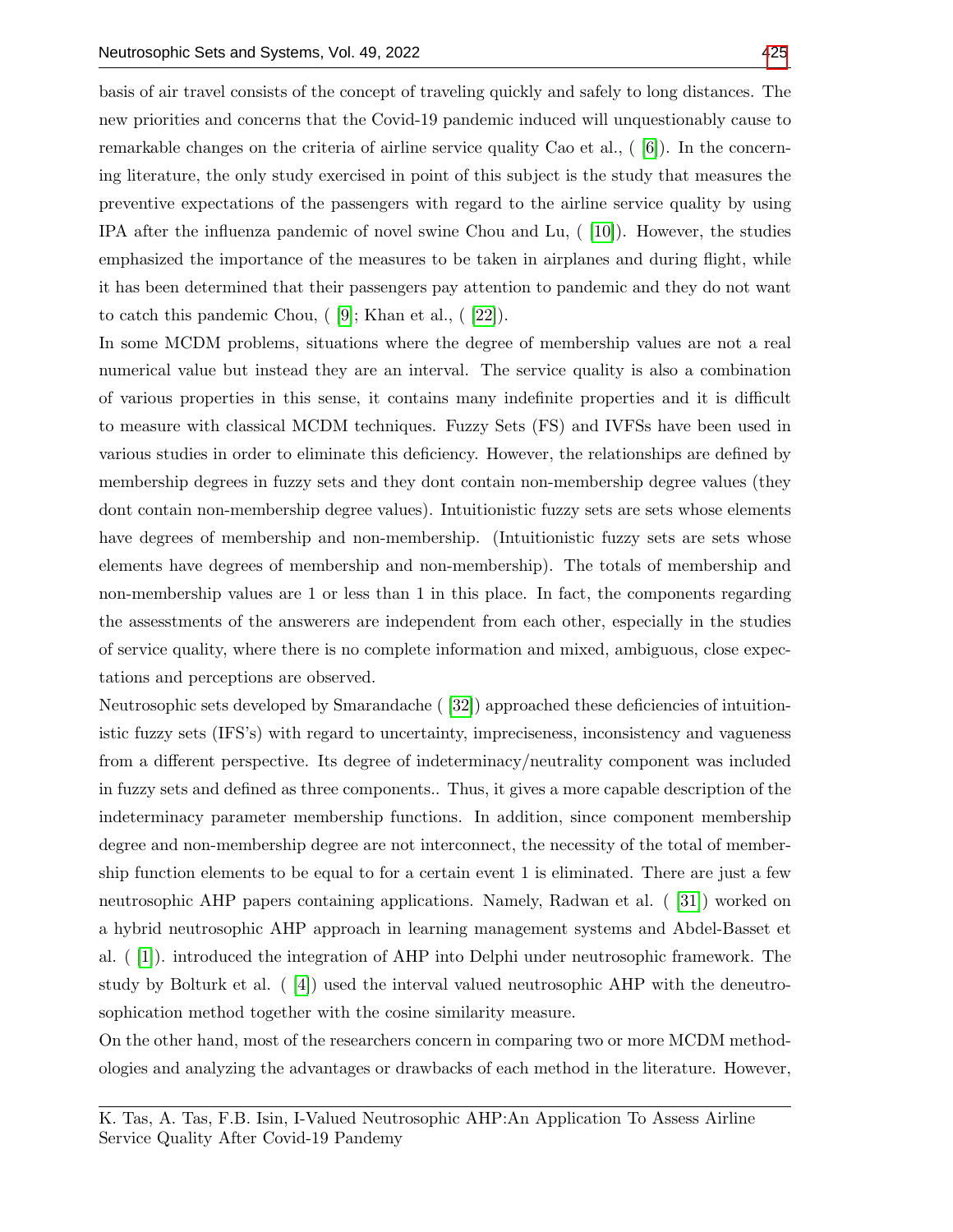basis of air travel consists of the concept of traveling quickly and safely to long distances. The new priorities and concerns that the Covid-19 pandemic induced will unquestionably cause to remarkable changes on the criteria of airline service quality Cao et al., ( [6]). In the concerning literature, the only study exercised in point of this subject is the study that measures the preventive expectations of the passengers with regard to the airline service quality by using IPA after the influenza pandemic of novel swine Chou and Lu, ( [10]). However, the studies emphasized the importance of the measures to be taken in airplanes and during flight, while it has been determined that their passengers pay attention to pandemic and they do not want to catch this pandemic Chou, ( [9]; Khan et al., ( [22]).

In some MCDM problems, situations where the degree of membership values are not a real numerical value but instead they are an interval. The service quality is also a combination of various properties in this sense, it contains many indefinite properties and it is difficult to measure with classical MCDM techniques. Fuzzy Sets (FS) and IVFSs have been used in various studies in order to eliminate this deficiency. However, the relationships are defined by membership degrees in fuzzy sets and they dont contain non-membership degree values (they dont contain non-membership degree values). Intuitionistic fuzzy sets are sets whose elements have degrees of membership and non-membership. (Intuitionistic fuzzy sets are sets whose elements have degrees of membership and non-membership). The totals of membership and non-membership values are 1 or less than 1 in this place. In fact, the components regarding the assesstments of the answerers are independent from each other, especially in the studies of service quality, where there is no complete information and mixed, ambiguous, close expectations and perceptions are observed.

Neutrosophic sets developed by Smarandache ( [32]) approached these deficiencies of intuitionistic fuzzy sets (IFS's) with regard to uncertainty, impreciseness, inconsistency and vagueness from a different perspective. Its degree of indeterminacy/neutrality component was included in fuzzy sets and defined as three components.. Thus, it gives a more capable description of the indeterminacy parameter membership functions. In addition, since component membership degree and non-membership degree are not interconnect, the necessity of the total of membership function elements to be equal to for a certain event 1 is eliminated. There are just a few neutrosophic AHP papers containing applications. Namely, Radwan et al. ( [31]) worked on a hybrid neutrosophic AHP approach in learning management systems and Abdel-Basset et al. ( [1]). introduced the integration of AHP into Delphi under neutrosophic framework. The study by Bolturk et al. ( [4]) used the interval valued neutrosophic AHP with the deneutrosophication method together with the cosine similarity measure.

On the other hand, most of the researchers concern in comparing two or more MCDM methodologies and analyzing the advantages or drawbacks of each method in the literature. However,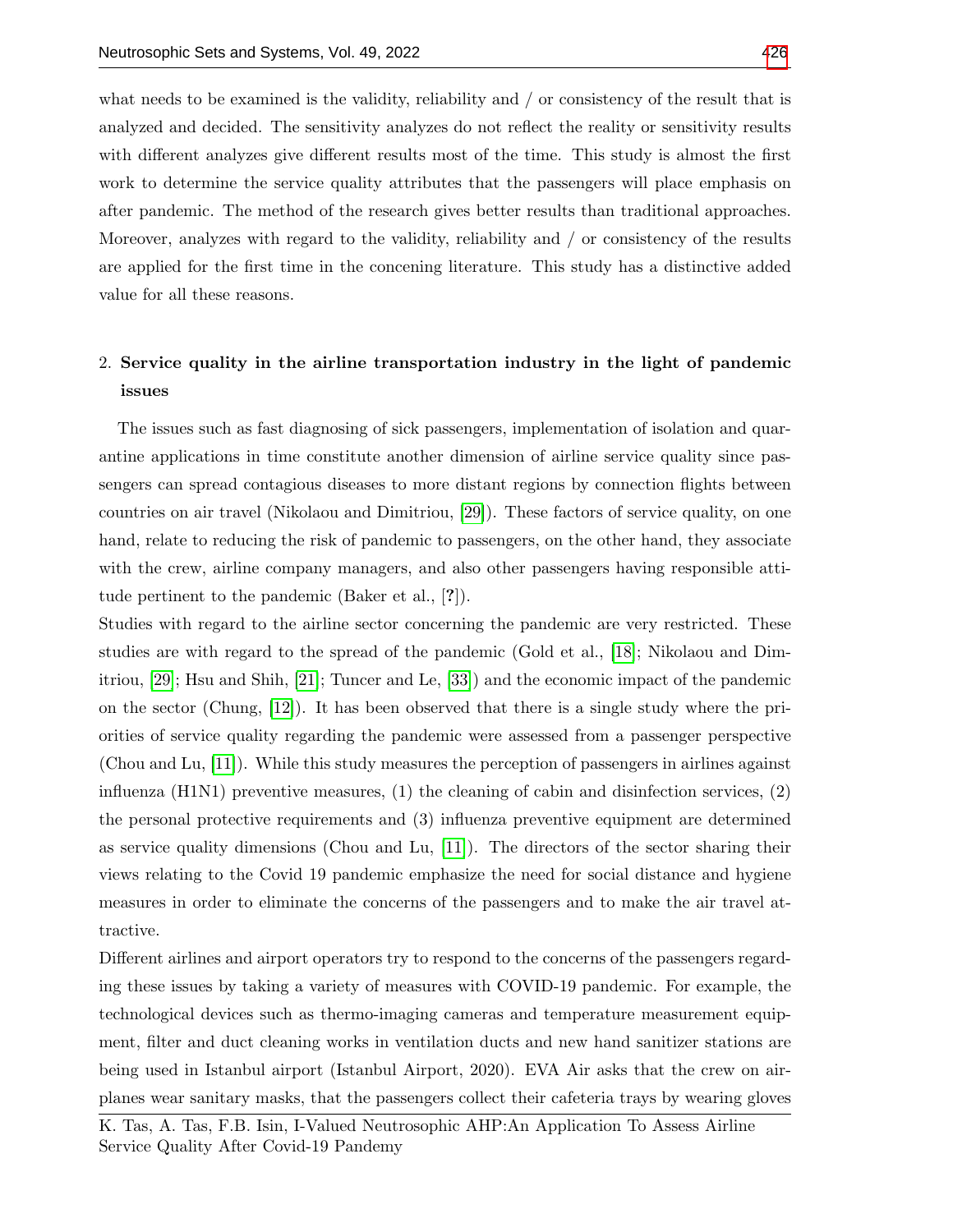what needs to be examined is the validity, reliability and / or consistency of the result that is analyzed and decided. The sensitivity analyzes do not reflect the reality or sensitivity results with different analyzes give different results most of the time. This study is almost the first work to determine the service quality attributes that the passengers will place emphasis on after pandemic. The method of the research gives better results than traditional approaches. Moreover, analyzes with regard to the validity, reliability and / or consistency of the results are applied for the first time in the concening literature. This study has a distinctive added value for all these reasons.

## 2. Service quality in the airline transportation industry in the light of pandemic issues

The issues such as fast diagnosing of sick passengers, implementation of isolation and quarantine applications in time constitute another dimension of airline service quality since passengers can spread contagious diseases to more distant regions by connection flights between countries on air travel (Nikolaou and Dimitriou, [29]). These factors of service quality, on one hand, relate to reducing the risk of pandemic to passengers, on the other hand, they associate with the crew, airline company managers, and also other passengers having responsible attitude pertinent to the pandemic (Baker et al., [?]).

Studies with regard to the airline sector concerning the pandemic are very restricted. These studies are with regard to the spread of the pandemic (Gold et al., [18]; Nikolaou and Dimitriou, [29]; Hsu and Shih, [21]; Tuncer and Le, [33]) and the economic impact of the pandemic on the sector (Chung, [12]). It has been observed that there is a single study where the priorities of service quality regarding the pandemic were assessed from a passenger perspective (Chou and Lu, [11]). While this study measures the perception of passengers in airlines against influenza (H1N1) preventive measures, (1) the cleaning of cabin and disinfection services, (2) the personal protective requirements and (3) influenza preventive equipment are determined as service quality dimensions (Chou and Lu, [11]). The directors of the sector sharing their views relating to the Covid 19 pandemic emphasize the need for social distance and hygiene measures in order to eliminate the concerns of the passengers and to make the air travel attractive.

Different airlines and airport operators try to respond to the concerns of the passengers regarding these issues by taking a variety of measures with COVID-19 pandemic. For example, the technological devices such as thermo-imaging cameras and temperature measurement equipment, filter and duct cleaning works in ventilation ducts and new hand sanitizer stations are being used in Istanbul airport (Istanbul Airport, 2020). EVA Air asks that the crew on airplanes wear sanitary masks, that the passengers collect their cafeteria trays by wearing gloves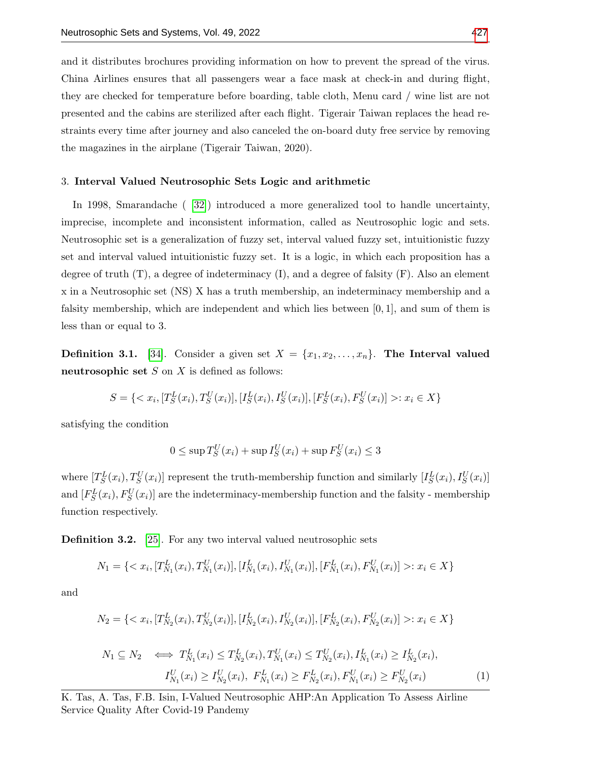and it distributes brochures providing information on how to prevent the spread of the virus. China Airlines ensures that all passengers wear a face mask at check-in and during flight, they are checked for temperature before boarding, table cloth, Menu card / wine list are not presented and the cabins are sterilized after each flight. Tigerair Taiwan replaces the head restraints every time after journey and also canceled the on-board duty free service by removing the magazines in the airplane (Tigerair Taiwan, 2020).

### 3. Interval Valued Neutrosophic Sets Logic and arithmetic

In 1998, Smarandache ( [32]) introduced a more generalized tool to handle uncertainty, imprecise, incomplete and inconsistent information, called as Neutrosophic logic and sets. Neutrosophic set is a generalization of fuzzy set, interval valued fuzzy set, intuitionistic fuzzy set and interval valued intuitionistic fuzzy set. It is a logic, in which each proposition has a degree of truth (T), a degree of indeterminacy (I), and a degree of falsity (F). Also an element x in a Neutrosophic set (NS) X has a truth membership, an indeterminacy membership and a falsity membership, which are independent and which lies between $[0, 1]$, and sum of them is less than or equal to 3.

**Definition 3.1.** [34]. Consider a given set $X = \{x_1, x_2, \ldots, x_n\}$. **The Interval valued neutrosophic set** $S$ on $X$ is defined as follows:

$$S = \{< x_i, [T_S^L(x_i), T_S^U(x_i)], [I_S^L(x_i), I_S^U(x_i)], [F_S^L(x_i), F_S^U(x_i)] >: x_i \in X\}$$

satisfying the condition

$$0 \leq \sup T_S^U(x_i) + \sup I_S^U(x_i) + \sup F_S^U(x_i) \leq 3$$

where $[T_S^L(x_i), T_S^U(x_i)]$ represent the truth-membership function and similarly $[I_S^L(x_i), I_S^U(x_i)]$ and $[F_S^L(x_i), F_S^U(x_i)]$ are the indeterminacy-membership function and the falsity - membership function respectively.

**Definition 3.2.** [25]. For any two interval valued neutrosophic sets

$$N_1 = \{< x_i, [T_{N_1}^L(x_i), T_{N_1}^U(x_i)], [I_{N_1}^L(x_i), I_{N_1}^U(x_i)], [F_{N_1}^L(x_i), F_{N_1}^U(x_i)] >: x_i \in X\}$$

and

$$N_2 = \{< x_i, [T_{N_2}^L(x_i), T_{N_2}^U(x_i)], [I_{N_2}^L(x_i), I_{N_2}^U(x_i)], [F_{N_2}^L(x_i), F_{N_2}^U(x_i)] >: x_i \in X\}$$

$$\begin{aligned} N_1 \subseteq N_2 \iff & T_{N_1}^L(x_i) \leq T_{N_2}^L(x_i), T_{N_1}^U(x_i) \leq T_{N_2}^U(x_i), I_{N_1}^L(x_i) \geq I_{N_2}^L(x_i), \\ & I_{N_1}^U(x_i) \geq I_{N_2}^U(x_i),\ F_{N_1}^L(x_i) \geq F_{N_2}^L(x_i), F_{N_1}^U(x_i) \geq F_{N_2}^U(x_i) \end{aligned} \tag{1}$$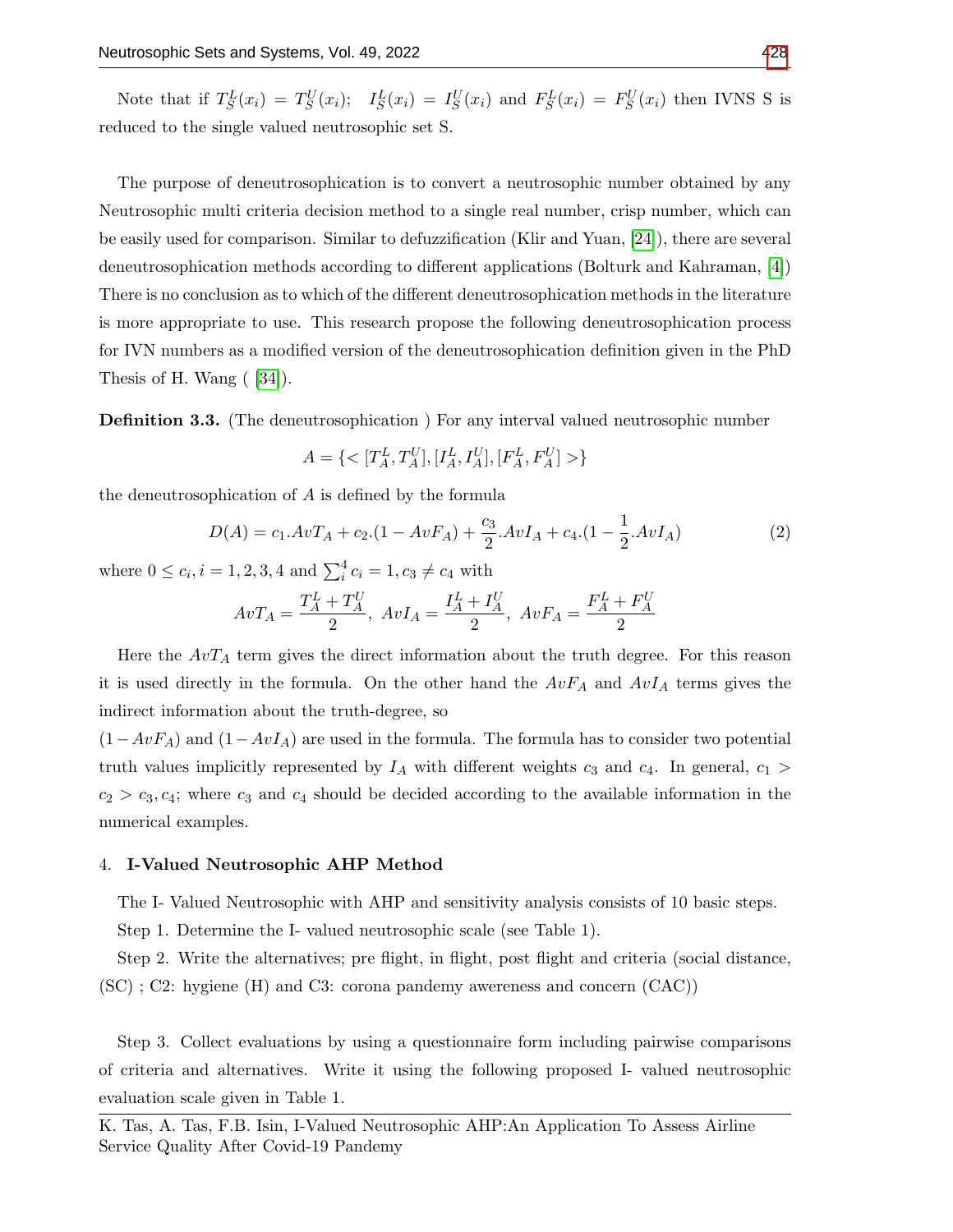Note that if $T_S^L(x_i) = T_S^U(x_i)$; $I_S^L(x_i) = I_S^U(x_i)$ and $F_S^L(x_i) = F_S^U(x_i)$ then IVNS S is reduced to the single valued neutrosophic set S.

The purpose of deneutrosophication is to convert a neutrosophic number obtained by any Neutrosophic multi criteria decision method to a single real number, crisp number, which can be easily used for comparison. Similar to defuzzification (Klir and Yuan, [24]), there are several deneutrosophication methods according to different applications (Bolturk and Kahraman, [4]) There is no conclusion as to which of the different deneutrosophication methods in the literature is more appropriate to use. This research propose the following deneutrosophication process for IVN numbers as a modified version of the deneutrosophication definition given in the PhD Thesis of H. Wang ( [34]).

**Definition 3.3.** (The deneutrosophication ) For any interval valued neutrosophic number

$$A = \{< [T_A^L, T_A^U], [I_A^L, I_A^U], [F_A^L, F_A^U] >\}$$

the deneutrosophication of $A$ is defined by the formula

$$D(A) = c_1.AvT_A + c_2.(1 - AvF_A) + \frac{c_3}{2}.AvI_A + c_4.(1 - \frac{1}{2}.AvI_A) \tag{2}$$

where $0 \leq c_i, i = 1, 2, 3, 4$ and $\sum_i^4 c_i = 1, c_3 \neq c_4$ with

$$AvT_A = \frac{T_A^L + T_A^U}{2},\ AvI_A = \frac{I_A^L + I_A^U}{2},\ AvF_A = \frac{F_A^L + F_A^U}{2}$$

Here the $AvT_A$ term gives the direct information about the truth degree. For this reason it is used directly in the formula. On the other hand the $AvF_A$ and $AvI_A$ terms gives the indirect information about the truth-degree, so
$(1 - AvF_A)$ and $(1 - AvI_A)$ are used in the formula. The formula has to consider two potential truth values implicitly represented by $I_A$ with different weights $c_3$ and $c_4$. In general, $c_1 > c_2 > c_3, c_4$; where $c_3$ and $c_4$ should be decided according to the available information in the numerical examples.

## 4. I-Valued Neutrosophic AHP Method

The I- Valued Neutrosophic with AHP and sensitivity analysis consists of 10 basic steps.

Step 1. Determine the I- valued neutrosophic scale (see Table 1).

Step 2. Write the alternatives; pre flight, in flight, post flight and criteria (social distance, (SC) ; C2: hygiene (H) and C3: corona pandemy awereness and concern (CAC))

Step 3. Collect evaluations by using a questionnaire form including pairwise comparisons of criteria and alternatives. Write it using the following proposed I- valued neutrosophic evaluation scale given in Table 1.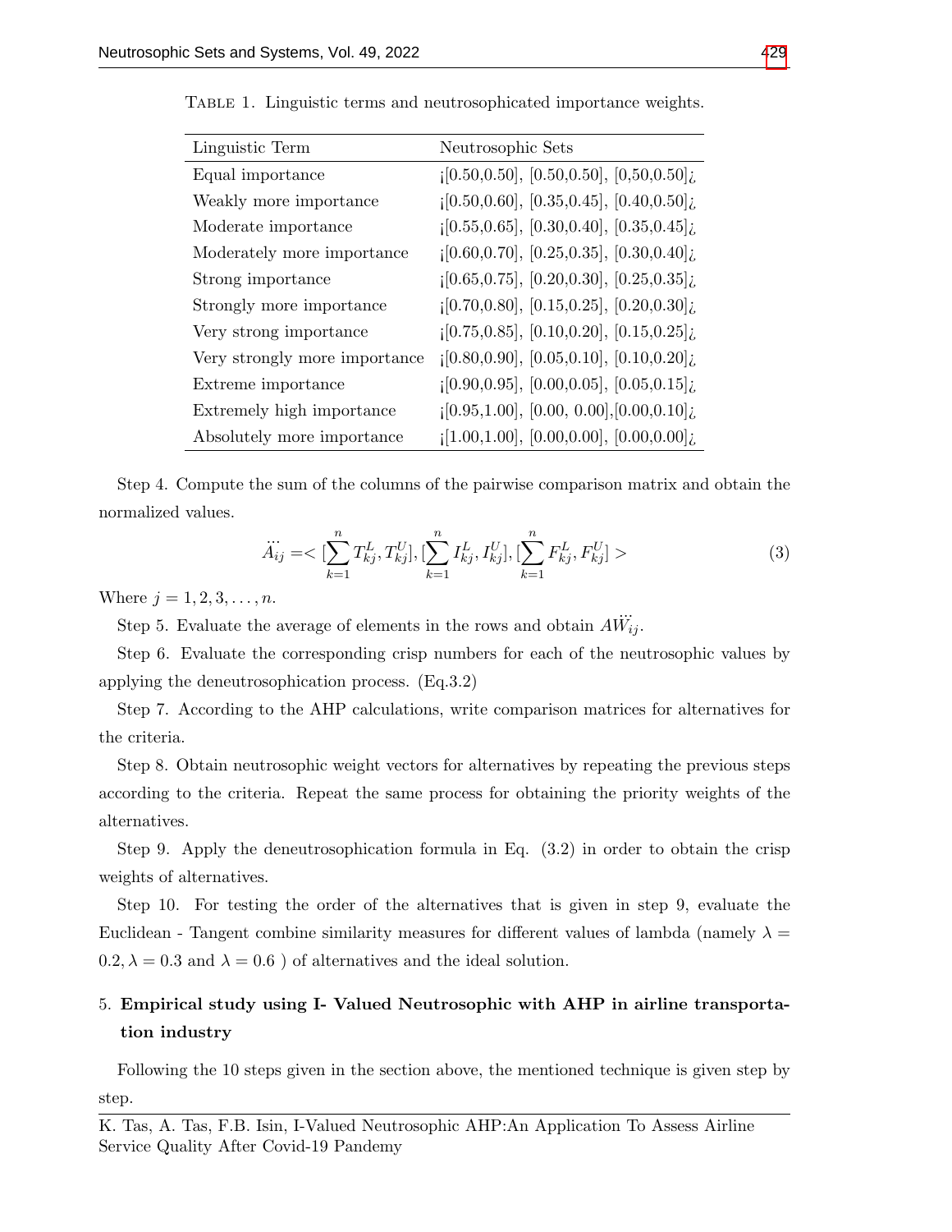Table 1. Linguistic terms and neutrosophicated importance weights.

| Linguistic Term | Neutrosophic Sets |
|---|---|
| Equal importance | ¡[0.50,0.50], [0.50,0.50], [0,50,0.50]¿ |
| Weakly more importance | ¡[0.50,0.60], [0.35,0.45], [0.40,0.50]¿ |
| Moderate importance | ¡[0.55,0.65], [0.30,0.40], [0.35,0.45]¿ |
| Moderately more importance | ¡[0.60,0.70], [0.25,0.35], [0.30,0.40]¿ |
| Strong importance | ¡[0.65,0.75], [0.20,0.30], [0.25,0.35]¿ |
| Strongly more importance | ¡[0.70,0.80], [0.15,0.25], [0.20,0.30]¿ |
| Very strong importance | ¡[0.75,0.85], [0.10,0.20], [0.15,0.25]¿ |
| Very strongly more importance | ¡[0.80,0.90], [0.05,0.10], [0.10,0.20]¿ |
| Extreme importance | ¡[0.90,0.95], [0.00,0.05], [0.05,0.15]¿ |
| Extremely high importance | ¡[0.95,1.00], [0.00, 0.00],[0.00,0.10]¿ |
| Absolutely more importance | ¡[1.00,1.00], [0.00,0.00], [0.00,0.00]¿ |

Step 4. Compute the sum of the columns of the pairwise comparison matrix and obtain the normalized values.

$$\dddot{A}_{ij} =< [\sum_{k=1}^{n} T_{kj}^{L}, T_{kj}^{U}], [\sum_{k=1}^{n} I_{kj}^{L}, I_{kj}^{U}], [\sum_{k=1}^{n} F_{kj}^{L}, F_{kj}^{U}] > \tag{3}$$

Where $j = 1, 2, 3, \ldots, n$.

Step 5. Evaluate the average of elements in the rows and obtain $A\dddot{W}_{ij}$.

Step 6. Evaluate the corresponding crisp numbers for each of the neutrosophic values by applying the deneutrosophication process. (Eq.3.2)

Step 7. According to the AHP calculations, write comparison matrices for alternatives for the criteria.

Step 8. Obtain neutrosophic weight vectors for alternatives by repeating the previous steps according to the criteria. Repeat the same process for obtaining the priority weights of the alternatives.

Step 9. Apply the deneutrosophication formula in Eq. (3.2) in order to obtain the crisp weights of alternatives.

Step 10. For testing the order of the alternatives that is given in step 9, evaluate the Euclidean - Tangent combine similarity measures for different values of lambda (namely $\lambda = 0.2, \lambda = 0.3$ and $\lambda = 0.6$ ) of alternatives and the ideal solution.

## 5. Empirical study using I- Valued Neutrosophic with AHP in airline transportation industry

Following the 10 steps given in the section above, the mentioned technique is given step by step.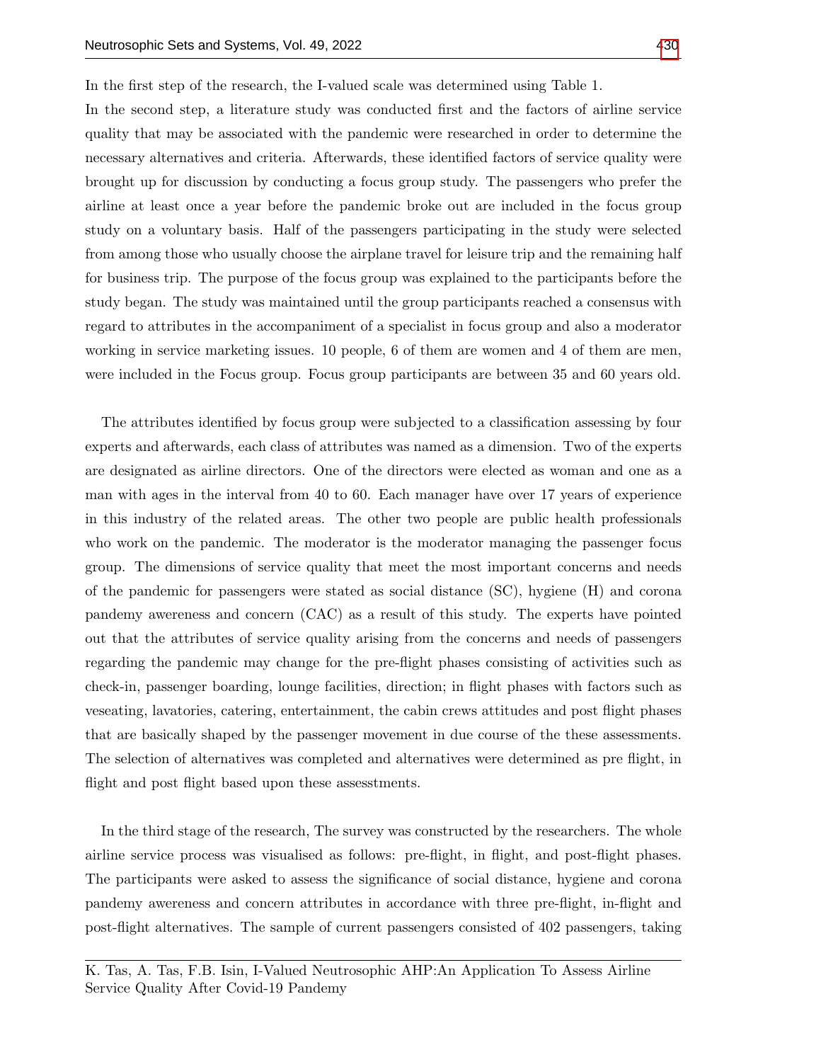In the first step of the research, the I-valued scale was determined using Table 1.

In the second step, a literature study was conducted first and the factors of airline service quality that may be associated with the pandemic were researched in order to determine the necessary alternatives and criteria. Afterwards, these identified factors of service quality were brought up for discussion by conducting a focus group study. The passengers who prefer the airline at least once a year before the pandemic broke out are included in the focus group study on a voluntary basis. Half of the passengers participating in the study were selected from among those who usually choose the airplane travel for leisure trip and the remaining half for business trip. The purpose of the focus group was explained to the participants before the study began. The study was maintained until the group participants reached a consensus with regard to attributes in the accompaniment of a specialist in focus group and also a moderator working in service marketing issues. 10 people, 6 of them are women and 4 of them are men, were included in the Focus group. Focus group participants are between 35 and 60 years old.

The attributes identified by focus group were subjected to a classification assessing by four experts and afterwards, each class of attributes was named as a dimension. Two of the experts are designated as airline directors. One of the directors were elected as woman and one as a man with ages in the interval from 40 to 60. Each manager have over 17 years of experience in this industry of the related areas. The other two people are public health professionals who work on the pandemic. The moderator is the moderator managing the passenger focus group. The dimensions of service quality that meet the most important concerns and needs of the pandemic for passengers were stated as social distance (SC), hygiene (H) and corona pandemy awereness and concern (CAC) as a result of this study. The experts have pointed out that the attributes of service quality arising from the concerns and needs of passengers regarding the pandemic may change for the pre-flight phases consisting of activities such as check-in, passenger boarding, lounge facilities, direction; in flight phases with factors such as veseating, lavatories, catering, entertainment, the cabin crews attitudes and post flight phases that are basically shaped by the passenger movement in due course of the these assessments. The selection of alternatives was completed and alternatives were determined as pre flight, in flight and post flight based upon these assesstments.

In the third stage of the research, The survey was constructed by the researchers. The whole airline service process was visualised as follows: pre-flight, in flight, and post-flight phases. The participants were asked to assess the significance of social distance, hygiene and corona pandemy awereness and concern attributes in accordance with three pre-flight, in-flight and post-flight alternatives. The sample of current passengers consisted of 402 passengers, taking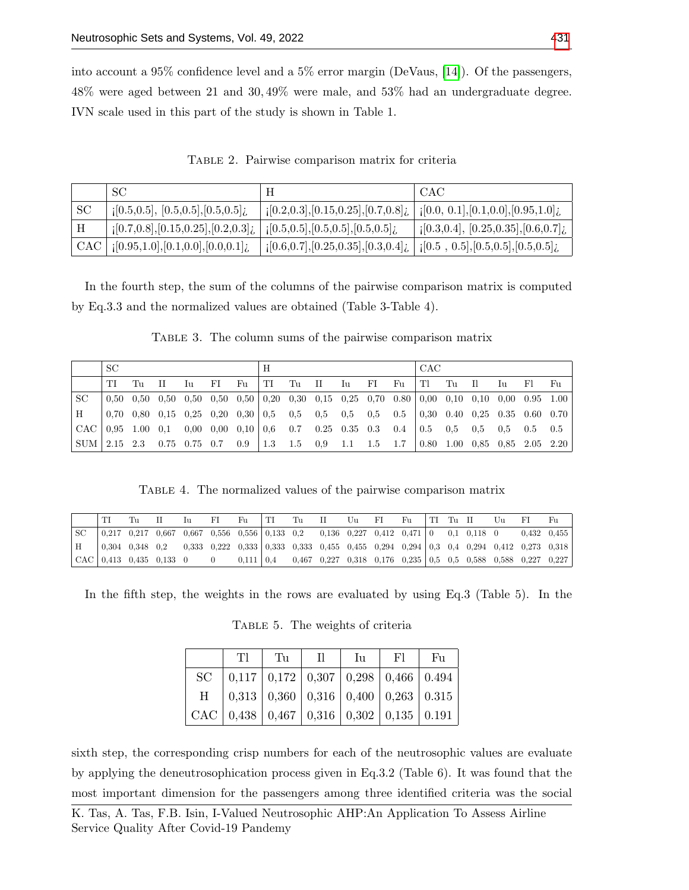into account a 95% confidence level and a 5% error margin (DeVaus, [14]). Of the passengers, 48% were aged between 21 and 30, 49% were male, and 53% had an undergraduate degree. IVN scale used in this part of the study is shown in Table 1.

Table 2. Pairwise comparison matrix for criteria

| | SC | H | CAC |
|---|---|---|---|
| SC | ¡[0.5,0.5], [0.5,0.5],[0.5,0.5]¿ | ¡[0.2,0.3],[0.15,0.25],[0.7,0.8]¿ | ¡[0.0, 0.1],[0.1,0.0],[0.95,1.0]¿ |
| H | ¡[0.7,0.8],[0.15,0.25],[0.2,0.3]¿ | ¡[0.5,0.5],[0.5,0.5],[0.5,0.5]¿ | ¡[0.3,0.4], [0.25,0.35],[0.6,0.7]¿ |
| CAC | ¡[0.95,1.0],[0.1,0.0],[0.0,0.1]¿ | ¡[0.6,0.7],[0.25,0.35],[0.3,0.4]¿ | ¡[0.5 , 0.5],[0.5,0.5],[0.5,0.5]¿ |

In the fourth step, the sum of the columns of the pairwise comparison matrix is computed by Eq.3.3 and the normalized values are obtained (Table 3-Table 4).

Table 3. The column sums of the pairwise comparison matrix

| | SC | | | | | | H | | | | | | CAC | | | | | |
|---|---|---|---|---|---|---|---|---|---|---|---|---|---|---|---|---|---|---|
| | TI | Tu | II | Iu | FI | Fu | TI | Tu | II | Iu | FI | Fu | Tl | Tu | Il | Iu | Fl | Fu |
| SC | 0,50 | 0,50 | 0,50 | 0,50 | 0,50 | 0,50 | 0,20 | 0,30 | 0,15 | 0,25 | 0,70 | 0,80 | 0,00 | 0,10 | 0,10 | 0,00 | 0.95 | 1.00 |
| H | 0,70 | 0,80 | 0,15 | 0,25 | 0,20 | 0,30 | 0,5 | 0,5 | 0,5 | 0,5 | 0,5 | 0.5 | 0,30 | 0.40 | 0,25 | 0.35 | 0.60 | 0.70 |
| CAC | 0,95 | 1.00 | 0,1 | 0,00 | 0,00 | 0,10 | 0,6 | 0.7 | 0.25 | 0.35 | 0.3 | 0.4 | 0.5 | 0,5 | 0,5 | 0,5 | 0.5 | 0.5 |
| SUM | 2.15 | 2.3 | 0.75 | 0.75 | 0.7 | 0.9 | 1.3 | 1.5 | 0,9 | 1.1 | 1.5 | 1.7 | 0.80 | 1.00 | 0,85 | 0,85 | 2.05 | 2.20 |

Table 4. The normalized values of the pairwise comparison matrix

| | TI | Tu | II | Iu | FI | Fu | TI | Tu | II | Uu | FI | Fu | TI | Tu | II | Uu | FI | Fu |
|---|---|---|---|---|---|---|---|---|---|---|---|---|---|---|---|---|---|---|
| SC | 0,217 | 0,217 | 0,667 | 0,667 | 0,556 | 0,556 | 0,133 | 0,2 | 0,136 | 0,227 | 0,412 | 0,471 | 0 | 0,1 | 0,118 | 0 | 0,432 | 0,455 |
| H | 0,304 | 0,348 | 0,2 | 0,333 | 0,222 | 0,333 | 0,333 | 0,333 | 0,455 | 0,455 | 0,294 | 0,294 | 0,3 | 0,4 | 0,294 | 0,412 | 0,273 | 0,318 |
| CAC | 0,413 | 0,435 | 0,133 | 0 | 0 | 0,111 | 0,4 | 0,467 | 0,227 | 0,318 | 0,176 | 0,235 | 0,5 | 0,5 | 0,588 | 0,588 | 0,227 | 0,227 |

In the fifth step, the weights in the rows are evaluated by using Eq.3 (Table 5). In the sixth step, the corresponding crisp numbers for each of the neutrosophic values are evaluate by applying the deneutrosophication process given in Eq.3.2 (Table 6). It was found that the most important dimension for the passengers among three identified criteria was the social

Table 5. The weights of criteria

| | Tl | Tu | Il | Iu | Fl | Fu |
|---|---|---|---|---|---|---|
| SC | 0,117 | 0,172 | 0,307 | 0,298 | 0,466 | 0.494 |
| H | 0,313 | 0,360 | 0,316 | 0,400 | 0,263 | 0.315 |
| CAC | 0,438 | 0,467 | 0,316 | 0,302 | 0,135 | 0.191 |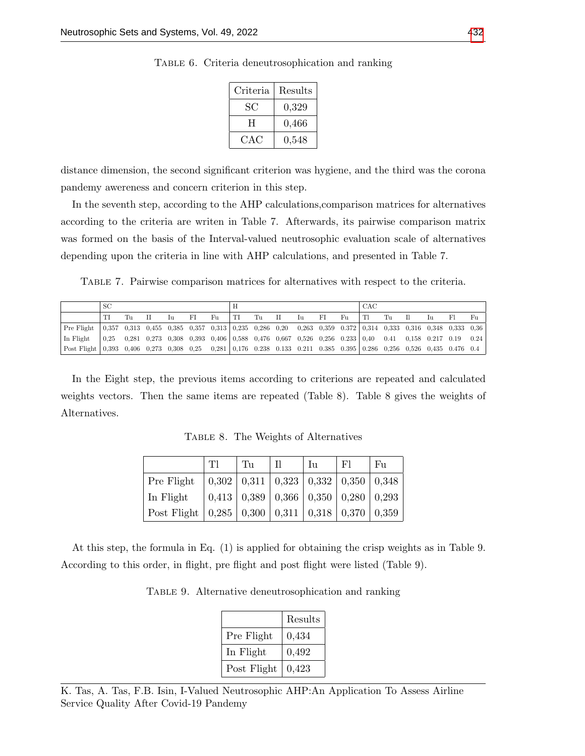Table 6. Criteria deneutrosophication and ranking

| Criteria | Results |
|---|---|
| SC | 0,329 |
| H | 0,466 |
| CAC | 0,548 |

distance dimension, the second significant criterion was hygiene, and the third was the corona pandemy awereness and concern criterion in this step.

In the seventh step, according to the AHP calculations,comparison matrices for alternatives according to the criteria are writen in Table 7. Afterwards, its pairwise comparison matrix was formed on the basis of the Interval-valued neutrosophic evaluation scale of alternatives depending upon the criteria in line with AHP calculations, and presented in Table 7.

Table 7. Pairwise comparison matrices for alternatives with respect to the criteria.

| | SC | | | | | | H | | | | | | CAC | | | | | |
|---|---|---|---|---|---|---|---|---|---|---|---|---|---|---|---|---|---|---|
| | TI | Tu | II | Iu | FI | Fu | TI | Tu | II | Iu | FI | Fu | Tl | Tu | Il | Iu | Fl | Fu |
| Pre Flight | 0,357 | 0,313 | 0,455 | 0,385 | 0,357 | 0,313 | 0,235 | 0,286 | 0,20 | 0,263 | 0,359 | 0,372 | 0,314 | 0,333 | 0,316 | 0,348 | 0,333 | 0,36 |
| In Flight | 0,25 | 0,281 | 0,273 | 0,308 | 0,393 | 0,406 | 0,588 | 0,476 | 0,667 | 0,526 | 0,256 | 0,233 | 0,40 | 0.41 | 0,158 | 0,217 | 0.19 | 0.24 |
| Post Flight | 0,393 | 0,406 | 0,273 | 0,308 | 0,25 | 0,281 | 0,176 | 0.238 | 0.133 | 0.211 | 0.385 | 0.395 | 0,286 | 0,256 | 0,526 | 0,435 | 0.476 | 0.4 |

In the Eight step, the previous items according to criterions are repeated and calculated weights vectors. Then the same items are repeated (Table 8). Table 8 gives the weights of Alternatives.

Table 8. The Weights of Alternatives

| | Tl | Tu | Il | Iu | Fl | Fu |
|---|---|---|---|---|---|---|
| Pre Flight | 0,302 | 0,311 | 0,323 | 0,332 | 0,350 | 0,348 |
| In Flight | 0,413 | 0,389 | 0,366 | 0,350 | 0,280 | 0,293 |
| Post Flight | 0,285 | 0,300 | 0,311 | 0,318 | 0,370 | 0,359 |

At this step, the formula in Eq. (1) is applied for obtaining the crisp weights as in Table 9. According to this order, in flight, pre flight and post flight were listed (Table 9).

Table 9. Alternative deneutrosophication and ranking

| | Results |
|---|---|
| Pre Flight | 0,434 |
| In Flight | 0,492 |
| Post Flight | 0,423 |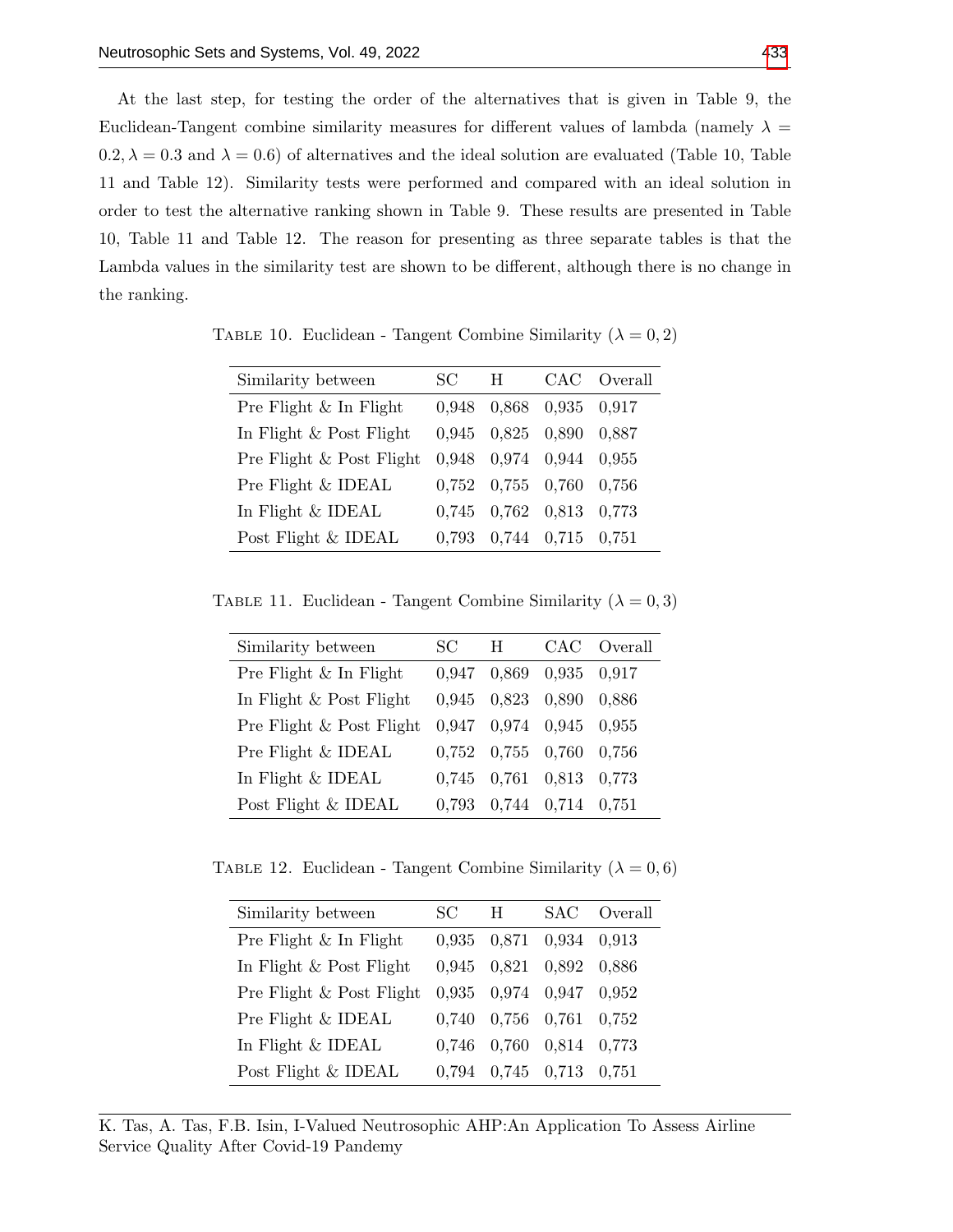At the last step, for testing the order of the alternatives that is given in Table 9, the Euclidean-Tangent combine similarity measures for different values of lambda (namely $\lambda = 0.2, \lambda = 0.3$ and $\lambda = 0.6$) of alternatives and the ideal solution are evaluated (Table 10, Table 11 and Table 12). Similarity tests were performed and compared with an ideal solution in order to test the alternative ranking shown in Table 9. These results are presented in Table 10, Table 11 and Table 12. The reason for presenting as three separate tables is that the Lambda values in the similarity test are shown to be different, although there is no change in the ranking.

TABLE 10. Euclidean - Tangent Combine Similarity ($\lambda = 0,2$)

| Similarity between | SC | H | CAC | Overall |
|---|---|---|---|---|
| Pre Flight & In Flight | 0,948 | 0,868 | 0,935 | 0,917 |
| In Flight & Post Flight | 0,945 | 0,825 | 0,890 | 0,887 |
| Pre Flight & Post Flight | 0,948 | 0,974 | 0,944 | 0,955 |
| Pre Flight & IDEAL | 0,752 | 0,755 | 0,760 | 0,756 |
| In Flight & IDEAL | 0,745 | 0,762 | 0,813 | 0,773 |
| Post Flight & IDEAL | 0,793 | 0,744 | 0,715 | 0,751 |

TABLE 11. Euclidean - Tangent Combine Similarity ($\lambda = 0,3$)

| Similarity between | SC | H | CAC | Overall |
|---|---|---|---|---|
| Pre Flight & In Flight | 0,947 | 0,869 | 0,935 | 0,917 |
| In Flight & Post Flight | 0,945 | 0,823 | 0,890 | 0,886 |
| Pre Flight & Post Flight | 0,947 | 0,974 | 0,945 | 0,955 |
| Pre Flight & IDEAL | 0,752 | 0,755 | 0,760 | 0,756 |
| In Flight & IDEAL | 0,745 | 0,761 | 0,813 | 0,773 |
| Post Flight & IDEAL | 0,793 | 0,744 | 0,714 | 0,751 |

TABLE 12. Euclidean - Tangent Combine Similarity ($\lambda = 0,6$)

| Similarity between | SC | H | SAC | Overall |
|---|---|---|---|---|
| Pre Flight & In Flight | 0,935 | 0,871 | 0,934 | 0,913 |
| In Flight & Post Flight | 0,945 | 0,821 | 0,892 | 0,886 |
| Pre Flight & Post Flight | 0,935 | 0,974 | 0,947 | 0,952 |
| Pre Flight & IDEAL | 0,740 | 0,756 | 0,761 | 0,752 |
| In Flight & IDEAL | 0,746 | 0,760 | 0,814 | 0,773 |
| Post Flight & IDEAL | 0,794 | 0,745 | 0,713 | 0,751 |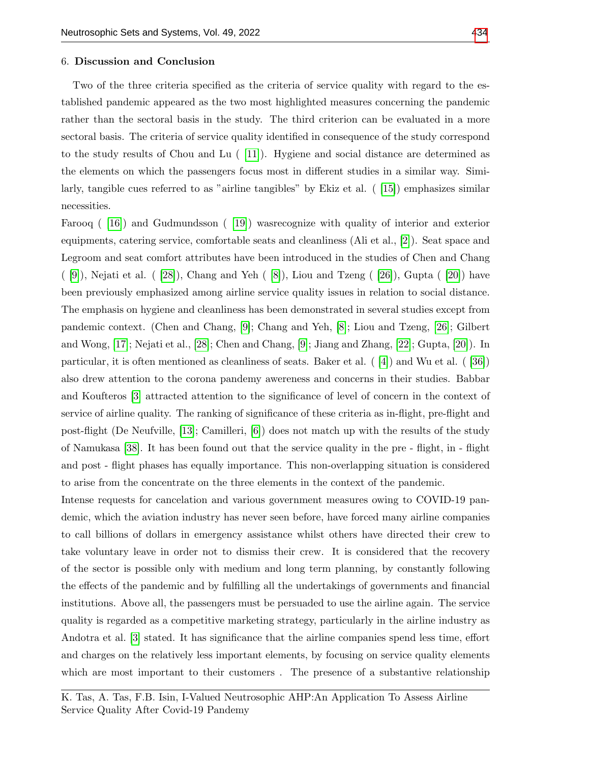## 6. Discussion and Conclusion

Two of the three criteria specified as the criteria of service quality with regard to the established pandemic appeared as the two most highlighted measures concerning the pandemic rather than the sectoral basis in the study. The third criterion can be evaluated in a more sectoral basis. The criteria of service quality identified in consequence of the study correspond to the study results of Chou and Lu ( [11]). Hygiene and social distance are determined as the elements on which the passengers focus most in different studies in a similar way. Similarly, tangible cues referred to as "airline tangibles" by Ekiz et al. ( [15]) emphasizes similar necessities.

Farooq ( [16]) and Gudmundsson ( [19]) wasrecognize with quality of interior and exterior equipments, catering service, comfortable seats and cleanliness (Ali et al., [2]). Seat space and Legroom and seat comfort attributes have been introduced in the studies of Chen and Chang ( [9]), Nejati et al. ( [28]), Chang and Yeh ( [8]), Liou and Tzeng ( [26]), Gupta ( [20]) have been previously emphasized among airline service quality issues in relation to social distance. The emphasis on hygiene and cleanliness has been demonstrated in several studies except from pandemic context. (Chen and Chang, [9]; Chang and Yeh, [8]; Liou and Tzeng, [26]; Gilbert and Wong, [17]; Nejati et al., [28]; Chen and Chang, [9]; Jiang and Zhang, [22]; Gupta, [20]). In particular, it is often mentioned as cleanliness of seats. Baker et al. ( [4]) and Wu et al. ( [36]) also drew attention to the corona pandemy awereness and concerns in their studies. Babbar and Koufteros [3] attracted attention to the significance of level of concern in the context of service of airline quality. The ranking of significance of these criteria as in-flight, pre-flight and post-flight (De Neufville, [13]; Camilleri, [6]) does not match up with the results of the study of Namukasa [38]. It has been found out that the service quality in the pre - flight, in - flight and post - flight phases has equally importance. This non-overlapping situation is considered to arise from the concentrate on the three elements in the context of the pandemic.

Intense requests for cancelation and various government measures owing to COVID-19 pandemic, which the aviation industry has never seen before, have forced many airline companies to call billions of dollars in emergency assistance whilst others have directed their crew to take voluntary leave in order not to dismiss their crew. It is considered that the recovery of the sector is possible only with medium and long term planning, by constantly following the effects of the pandemic and by fulfilling all the undertakings of governments and financial institutions. Above all, the passengers must be persuaded to use the airline again. The service quality is regarded as a competitive marketing strategy, particularly in the airline industry as Andotra et al. [3] stated. It has significance that the airline companies spend less time, effort and charges on the relatively less important elements, by focusing on service quality elements which are most important to their customers . The presence of a substantive relationship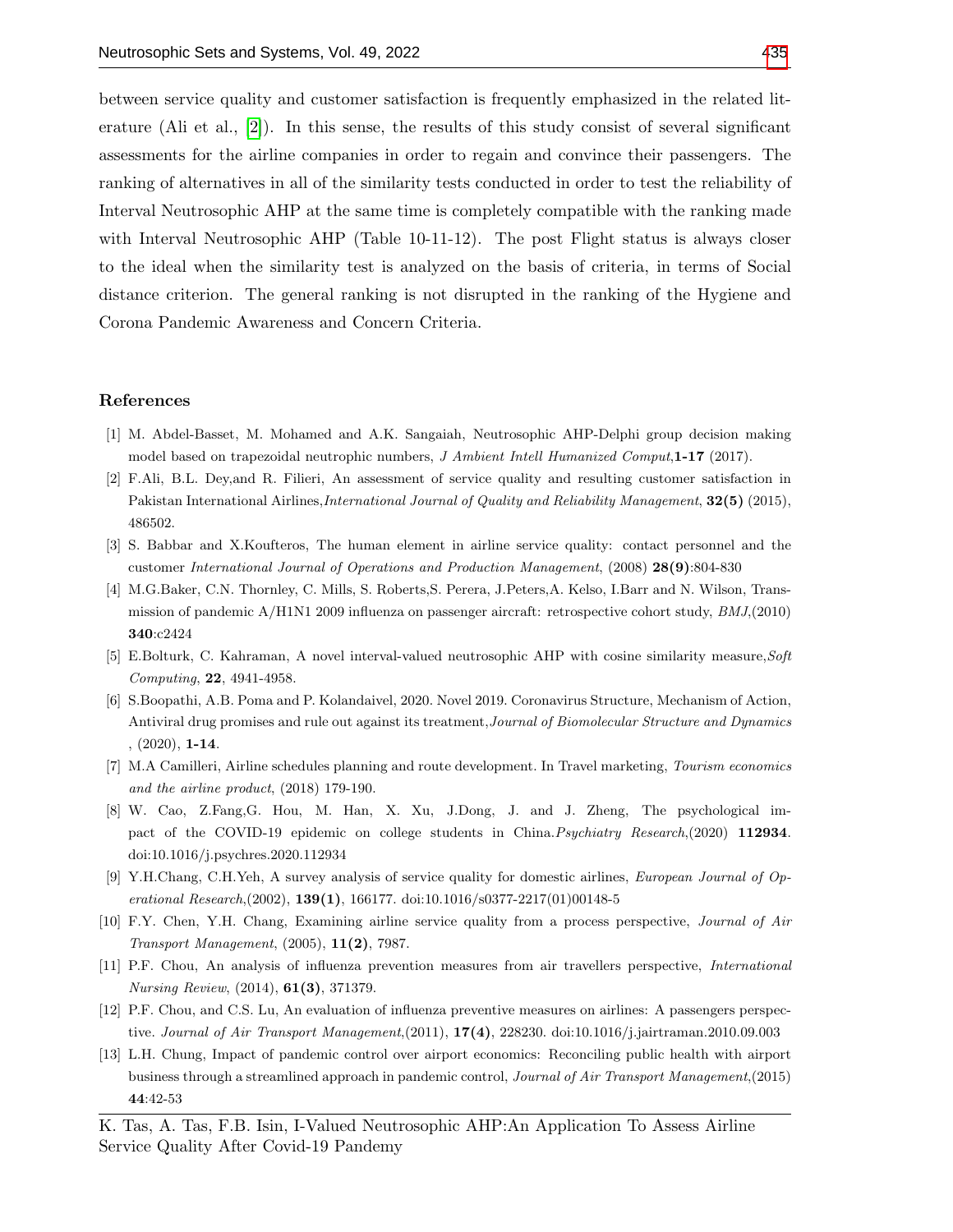between service quality and customer satisfaction is frequently emphasized in the related literature (Ali et al., [2]). In this sense, the results of this study consist of several significant assessments for the airline companies in order to regain and convince their passengers. The ranking of alternatives in all of the similarity tests conducted in order to test the reliability of Interval Neutrosophic AHP at the same time is completely compatible with the ranking made with Interval Neutrosophic AHP (Table 10-11-12). The post Flight status is always closer to the ideal when the similarity test is analyzed on the basis of criteria, in terms of Social distance criterion. The general ranking is not disrupted in the ranking of the Hygiene and Corona Pandemic Awareness and Concern Criteria.

## References

[1] M. Abdel-Basset, M. Mohamed and A.K. Sangaiah, Neutrosophic AHP-Delphi group decision making model based on trapezoidal neutrophic numbers, *J Ambient Intell Humanized Comput*,**1-17** (2017).

[2] F.Ali, B.L. Dey,and R. Filieri, An assessment of service quality and resulting customer satisfaction in Pakistan International Airlines,*International Journal of Quality and Reliability Management*, **32(5)** (2015), 486502.

[3] S. Babbar and X.Koufteros, The human element in airline service quality: contact personnel and the customer *International Journal of Operations and Production Management*, (2008) **28(9)**:804-830

[4] M.G.Baker, C.N. Thornley, C. Mills, S. Roberts,S. Perera, J.Peters,A. Kelso, I.Barr and N. Wilson, Transmission of pandemic A/H1N1 2009 influenza on passenger aircraft: retrospective cohort study, *BMJ*,(2010) **340**:c2424

[5] E.Bolturk, C. Kahraman, A novel interval-valued neutrosophic AHP with cosine similarity measure,*Soft Computing*, **22**, 4941-4958.

[6] S.Boopathi, A.B. Poma and P. Kolandaivel, 2020. Novel 2019. Coronavirus Structure, Mechanism of Action, Antiviral drug promises and rule out against its treatment,*Journal of Biomolecular Structure and Dynamics* , (2020), **1-14**.

[7] M.A Camilleri, Airline schedules planning and route development. In Travel marketing, *Tourism economics and the airline product*, (2018) 179-190.

[8] W. Cao, Z.Fang,G. Hou, M. Han, X. Xu, J.Dong, J. and J. Zheng, The psychological impact of the COVID-19 epidemic on college students in China.*Psychiatry Research*,(2020) **112934**. doi:10.1016/j.psychres.2020.112934

[9] Y.H.Chang, C.H.Yeh, A survey analysis of service quality for domestic airlines, *European Journal of Operational Research*,(2002), **139(1)**, 166177. doi:10.1016/s0377-2217(01)00148-5

[10] F.Y. Chen, Y.H. Chang, Examining airline service quality from a process perspective, *Journal of Air Transport Management*, (2005), **11(2)**, 7987.

[11] P.F. Chou, An analysis of influenza prevention measures from air travellers perspective, *International Nursing Review*, (2014), **61(3)**, 371379.

[12] P.F. Chou, and C.S. Lu, An evaluation of influenza preventive measures on airlines: A passengers perspective. *Journal of Air Transport Management*,(2011), **17(4)**, 228230. doi:10.1016/j.jairtraman.2010.09.003

[13] L.H. Chung, Impact of pandemic control over airport economics: Reconciling public health with airport business through a streamlined approach in pandemic control, *Journal of Air Transport Management*,(2015) **44**:42-53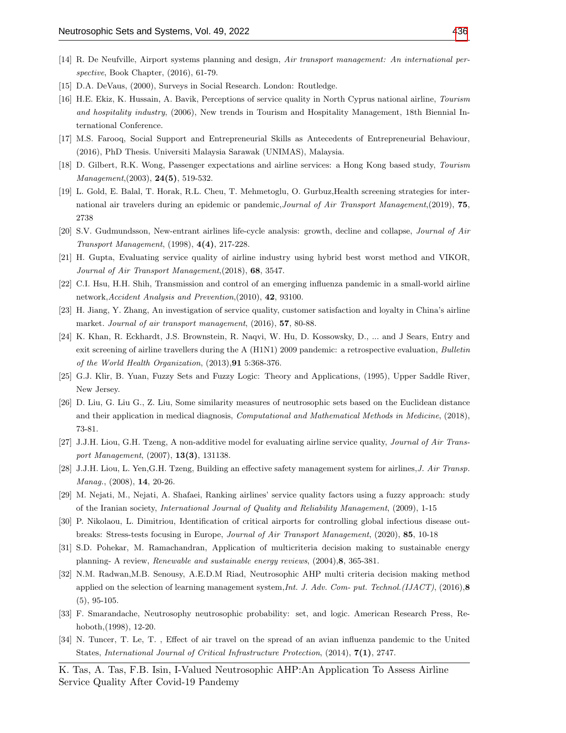[14] R. De Neufville, Airport systems planning and design, *Air transport management: An international perspective*, Book Chapter, (2016), 61-79.

[15] D.A. DeVaus, (2000), Surveys in Social Research. London: Routledge.

[16] H.E. Ekiz, K. Hussain, A. Bavik, Perceptions of service quality in North Cyprus national airline, *Tourism and hospitality industry*, (2006), New trends in Tourism and Hospitality Management, 18th Biennial International Conference.

[17] M.S. Farooq, Social Support and Entrepreneurial Skills as Antecedents of Entrepreneurial Behaviour, (2016), PhD Thesis. Universiti Malaysia Sarawak (UNIMAS), Malaysia.

[18] D. Gilbert, R.K. Wong, Passenger expectations and airline services: a Hong Kong based study, *Tourism Management*,(2003), **24(5)**, 519-532.

[19] L. Gold, E. Balal, T. Horak, R.L. Cheu, T. Mehmetoglu, O. Gurbuz,Health screening strategies for international air travelers during an epidemic or pandemic,*Journal of Air Transport Management*,(2019), **75**, 2738

[20] S.V. Gudmundsson, New-entrant airlines life-cycle analysis: growth, decline and collapse, *Journal of Air Transport Management*, (1998), **4(4)**, 217-228.

[21] H. Gupta, Evaluating service quality of airline industry using hybrid best worst method and VIKOR, *Journal of Air Transport Management*,(2018), **68**, 3547.

[22] C.I. Hsu, H.H. Shih, Transmission and control of an emerging influenza pandemic in a small-world airline network,*Accident Analysis and Prevention*,(2010), **42**, 93100.

[23] H. Jiang, Y. Zhang, An investigation of service quality, customer satisfaction and loyalty in China's airline market. *Journal of air transport management*, (2016), **57**, 80-88.

[24] K. Khan, R. Eckhardt, J.S. Brownstein, R. Naqvi, W. Hu, D. Kossowsky, D., ... and J Sears, Entry and exit screening of airline travellers during the A (H1N1) 2009 pandemic: a retrospective evaluation, *Bulletin of the World Health Organization*, (2013),**91** 5:368-376.

[25] G.J. Klir, B. Yuan, Fuzzy Sets and Fuzzy Logic: Theory and Applications, (1995), Upper Saddle River, New Jersey.

[26] D. Liu, G. Liu G., Z. Liu, Some similarity measures of neutrosophic sets based on the Euclidean distance and their application in medical diagnosis, *Computational and Mathematical Methods in Medicine*, (2018), 73-81.

[27] J.J.H. Liou, G.H. Tzeng, A non-additive model for evaluating airline service quality, *Journal of Air Transport Management*, (2007), **13(3)**, 131138.

[28] J.J.H. Liou, L. Yen,G.H. Tzeng, Building an effective safety management system for airlines,*J. Air Transp. Manag.*, (2008), **14**, 20-26.

[29] M. Nejati, M., Nejati, A. Shafaei, Ranking airlines' service quality factors using a fuzzy approach: study of the Iranian society, *International Journal of Quality and Reliability Management*, (2009), 1-15

[30] P. Nikolaou, L. Dimitriou, Identification of critical airports for controlling global infectious disease outbreaks: Stress-tests focusing in Europe, *Journal of Air Transport Management*, (2020), **85**, 10-18

[31] S.D. Pohekar, M. Ramachandran, Application of multicriteria decision making to sustainable energy planning- A review, *Renewable and sustainable energy reviews*, (2004),**8**, 365-381.

[32] N.M. Radwan,M.B. Senousy, A.E.D.M Riad, Neutrosophic AHP multi criteria decision making method applied on the selection of learning management system,*Int. J. Adv. Com- put. Technol.(IJACT)*, (2016),**8** (5), 95-105.

[33] F. Smarandache, Neutrosophy neutrosophic probability: set, and logic. American Research Press, Rehoboth,(1998), 12-20.

[34] N. Tuncer, T. Le, T. , Effect of air travel on the spread of an avian influenza pandemic to the United States, *International Journal of Critical Infrastructure Protection*, (2014), **7(1)**, 2747.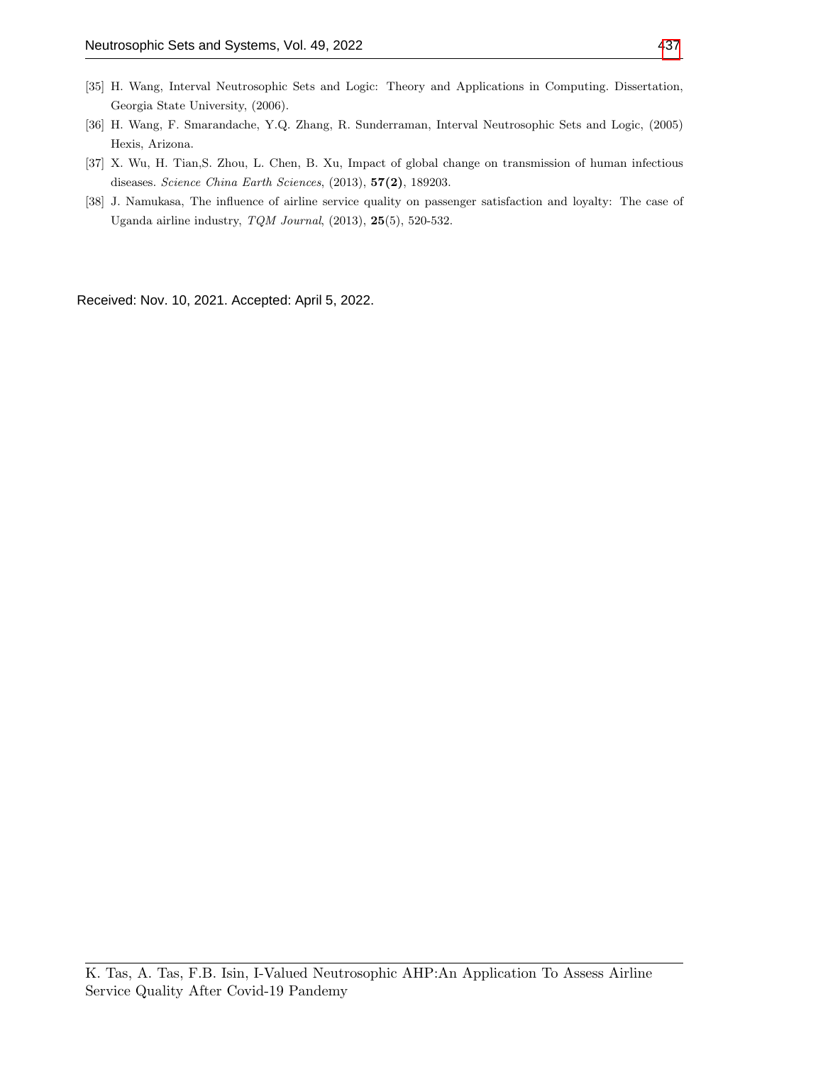[35] H. Wang, Interval Neutrosophic Sets and Logic: Theory and Applications in Computing. Dissertation, Georgia State University, (2006).

[36] H. Wang, F. Smarandache, Y.Q. Zhang, R. Sunderraman, Interval Neutrosophic Sets and Logic, (2005) Hexis, Arizona.

[37] X. Wu, H. Tian,S. Zhou, L. Chen, B. Xu, Impact of global change on transmission of human infectious diseases. *Science China Earth Sciences*, (2013), **57(2)**, 189203.

[38] J. Namukasa, The influence of airline service quality on passenger satisfaction and loyalty: The case of Uganda airline industry, *TQM Journal*, (2013), **25**(5), 520-532.

Received: Nov. 10, 2021. Accepted: April 5, 2022.